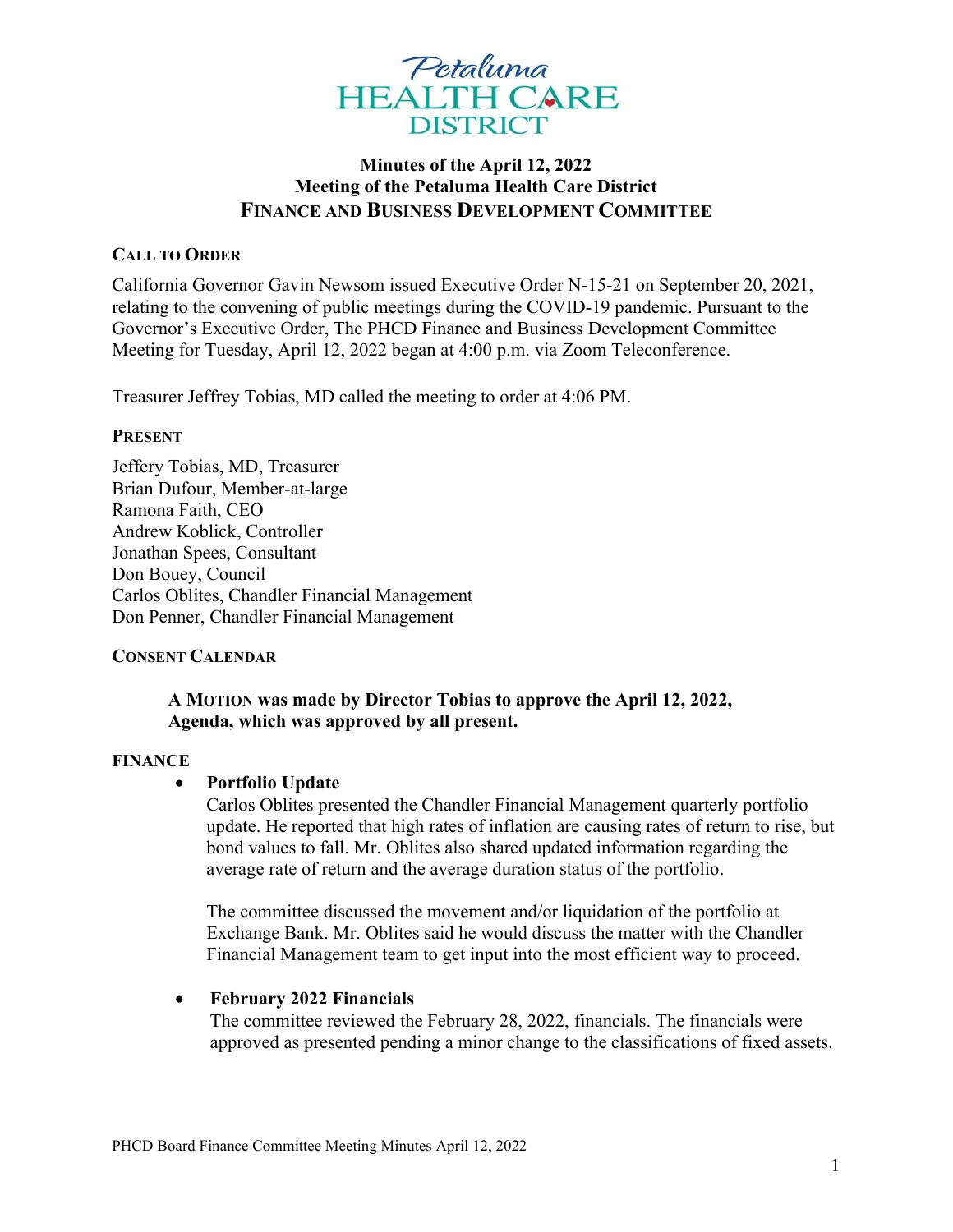Petaluma HEALTH CARE DISTRICT

# Minutes of the April 12, 2022 Meeting of the Petaluma Health Care District FINANCE AND BUSINESS DEVELOPMENT COMMITTEE

## CALL TO ORDER

California Governor Gavin Newsom issued Executive Order N-15-21 on September 20, 2021, relating to the convening of public meetings during the COVID-19 pandemic. Pursuant to the Governor's Executive Order, The PHCD Finance and Business Development Committee Meeting for Tuesday, April 12, 2022 began at 4:00 p.m. via Zoom Teleconference.

Treasurer Jeffrey Tobias, MD called the meeting to order at 4:06 PM.

## PRESENT

Jeffery Tobias, MD, Treasurer
Brian Dufour, Member-at-large
Ramona Faith, CEO
Andrew Koblick, Controller
Jonathan Spees, Consultant
Don Bouey, Council
Carlos Oblites, Chandler Financial Management
Don Penner, Chandler Financial Management

## CONSENT CALENDAR

**A MOTION was made by Director Tobias to approve the April 12, 2022, Agenda, which was approved by all present.**

## FINANCE

- **Portfolio Update**
  Carlos Oblites presented the Chandler Financial Management quarterly portfolio update. He reported that high rates of inflation are causing rates of return to rise, but bond values to fall. Mr. Oblites also shared updated information regarding the average rate of return and the average duration status of the portfolio.

  The committee discussed the movement and/or liquidation of the portfolio at Exchange Bank. Mr. Oblites said he would discuss the matter with the Chandler Financial Management team to get input into the most efficient way to proceed.

- **February 2022 Financials**
  The committee reviewed the February 28, 2022, financials. The financials were approved as presented pending a minor change to the classifications of fixed assets.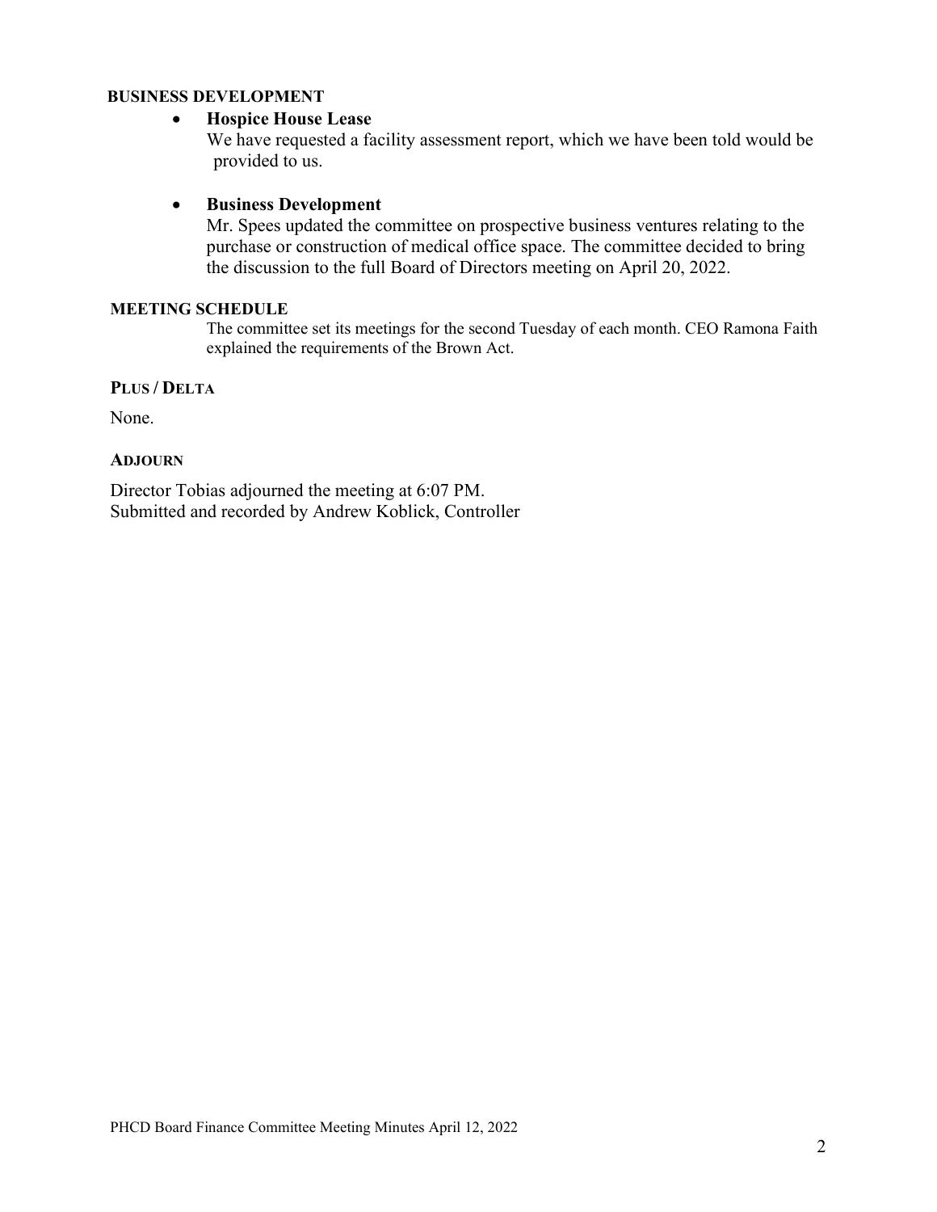## BUSINESS DEVELOPMENT

- **Hospice House Lease**
  We have requested a facility assessment report, which we have been told would be provided to us.

- **Business Development**
  Mr. Spees updated the committee on prospective business ventures relating to the purchase or construction of medical office space. The committee decided to bring the discussion to the full Board of Directors meeting on April 20, 2022.

## MEETING SCHEDULE

The committee set its meetings for the second Tuesday of each month. CEO Ramona Faith explained the requirements of the Brown Act.

## PLUS / DELTA

None.

## ADJOURN

Director Tobias adjourned the meeting at 6:07 PM.
Submitted and recorded by Andrew Koblick, Controller